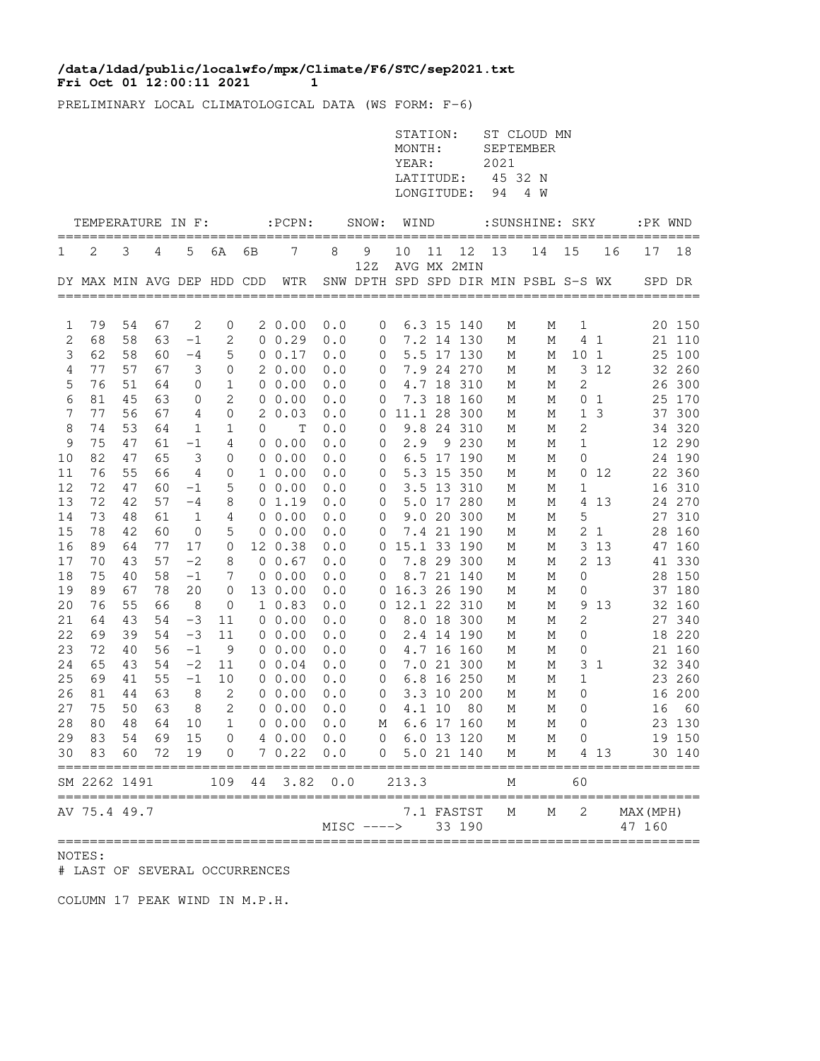**/data/ldad/public/localwfo/mpx/Climate/F6/STC/sep2021.txt**
**Fri Oct 01 12:00:11 2021 1**

PRELIMINARY LOCAL CLIMATOLOGICAL DATA (WS FORM: F-6)

STATION: ST CLOUD MN
MONTH: SEPTEMBER
YEAR: 2021
LATITUDE: 45 32 N
LONGITUDE: 94 4 W

| TEMPERATURE IN F: | | | | | | | :PCPN: | SNOW: | | WIND | | | :SUNSHINE: | | SKY | | :PK WND | |
|---|---|---|---|---|---|---|---|---|---|---|---|---|---|---|---|---|---|---|
| 1 | 2 | 3 | 4 | 5 | 6A | 6B | 7 | 8 | 9 12Z | 10 | 11 | 12 | 13 | 14 | 15 | 16 | 17 | 18 |
| DY | MAX | MIN | AVG | DEP | HDD | CDD | WTR | SNW | DPTH | AVG SPD | MX SPD | 2MIN DIR | MIN | PSBL | S-S | WX | SPD | DR |
| 1 | 79 | 54 | 67 | 2 | 0 | 2 | 0.00 | 0.0 | 0 | 6.3 | 15 | 140 | M | M | 1 | | 20 | 150 |
| 2 | 68 | 58 | 63 | -1 | 2 | 0 | 0.29 | 0.0 | 0 | 7.2 | 14 | 130 | M | M | 4 | 1 | 21 | 110 |
| 3 | 62 | 58 | 60 | -4 | 5 | 0 | 0.17 | 0.0 | 0 | 5.5 | 17 | 130 | M | M | 10 | 1 | 25 | 100 |
| 4 | 77 | 57 | 67 | 3 | 0 | 2 | 0.00 | 0.0 | 0 | 7.9 | 24 | 270 | M | M | 3 | 12 | 32 | 260 |
| 5 | 76 | 51 | 64 | 0 | 1 | 0 | 0.00 | 0.0 | 0 | 4.7 | 18 | 310 | M | M | 2 | | 26 | 300 |
| 6 | 81 | 45 | 63 | 0 | 2 | 0 | 0.00 | 0.0 | 0 | 7.3 | 18 | 160 | M | M | 0 | 1 | 25 | 170 |
| 7 | 77 | 56 | 67 | 4 | 0 | 2 | 0.03 | 0.0 | 0 | 11.1 | 28 | 300 | M | M | 1 | 3 | 37 | 300 |
| 8 | 74 | 53 | 64 | 1 | 1 | 0 | T | 0.0 | 0 | 9.8 | 24 | 310 | M | M | 2 | | 34 | 320 |
| 9 | 75 | 47 | 61 | -1 | 4 | 0 | 0.00 | 0.0 | 0 | 2.9 | 9 | 230 | M | M | 1 | | 12 | 290 |
| 10 | 82 | 47 | 65 | 3 | 0 | 0 | 0.00 | 0.0 | 0 | 6.5 | 17 | 190 | M | M | 0 | | 24 | 190 |
| 11 | 76 | 55 | 66 | 4 | 0 | 1 | 0.00 | 0.0 | 0 | 5.3 | 15 | 350 | M | M | 0 | 12 | 22 | 360 |
| 12 | 72 | 47 | 60 | -1 | 5 | 0 | 0.00 | 0.0 | 0 | 3.5 | 13 | 310 | M | M | 1 | | 16 | 310 |
| 13 | 72 | 42 | 57 | -4 | 8 | 0 | 1.19 | 0.0 | 0 | 5.0 | 17 | 280 | M | M | 4 | 13 | 24 | 270 |
| 14 | 73 | 48 | 61 | 1 | 4 | 0 | 0.00 | 0.0 | 0 | 9.0 | 20 | 300 | M | M | 5 | | 27 | 310 |
| 15 | 78 | 42 | 60 | 0 | 5 | 0 | 0.00 | 0.0 | 0 | 7.4 | 21 | 190 | M | M | 2 | 1 | 28 | 160 |
| 16 | 89 | 64 | 77 | 17 | 0 | 12 | 0.38 | 0.0 | 0 | 15.1 | 33 | 190 | M | M | 3 | 13 | 47 | 160 |
| 17 | 70 | 43 | 57 | -2 | 8 | 0 | 0.67 | 0.0 | 0 | 7.8 | 29 | 300 | M | M | 2 | 13 | 41 | 330 |
| 18 | 75 | 40 | 58 | -1 | 7 | 0 | 0.00 | 0.0 | 0 | 8.7 | 21 | 140 | M | M | 0 | | 28 | 150 |
| 19 | 89 | 67 | 78 | 20 | 0 | 13 | 0.00 | 0.0 | 0 | 16.3 | 26 | 190 | M | M | 0 | | 37 | 180 |
| 20 | 76 | 55 | 66 | 8 | 0 | 1 | 0.83 | 0.0 | 0 | 12.1 | 22 | 310 | M | M | 9 | 13 | 32 | 160 |
| 21 | 64 | 43 | 54 | -3 | 11 | 0 | 0.00 | 0.0 | 0 | 8.0 | 18 | 300 | M | M | 2 | | 27 | 340 |
| 22 | 69 | 39 | 54 | -3 | 11 | 0 | 0.00 | 0.0 | 0 | 2.4 | 14 | 190 | M | M | 0 | | 18 | 220 |
| 23 | 72 | 40 | 56 | -1 | 9 | 0 | 0.00 | 0.0 | 0 | 4.7 | 16 | 160 | M | M | 0 | | 21 | 160 |
| 24 | 65 | 43 | 54 | -2 | 11 | 0 | 0.04 | 0.0 | 0 | 7.0 | 21 | 300 | M | M | 3 | 1 | 32 | 340 |
| 25 | 69 | 41 | 55 | -1 | 10 | 0 | 0.00 | 0.0 | 0 | 6.8 | 16 | 250 | M | M | 1 | | 23 | 260 |
| 26 | 81 | 44 | 63 | 8 | 2 | 0 | 0.00 | 0.0 | 0 | 3.3 | 10 | 200 | M | M | 0 | | 16 | 200 |
| 27 | 75 | 50 | 63 | 8 | 2 | 0 | 0.00 | 0.0 | 0 | 4.1 | 10 | 80 | M | M | 0 | | 16 | 60 |
| 28 | 80 | 48 | 64 | 10 | 1 | 0 | 0.00 | 0.0 | M | 6.6 | 17 | 160 | M | M | 0 | | 23 | 130 |
| 29 | 83 | 54 | 69 | 15 | 0 | 4 | 0.00 | 0.0 | 0 | 6.0 | 13 | 120 | M | M | 0 | | 19 | 150 |
| 30 | 83 | 60 | 72 | 19 | 0 | 7 | 0.22 | 0.0 | 0 | 5.0 | 21 | 140 | M | M | 4 | 13 | 30 | 140 |
| SM | 2262 | 1491 | | | 109 | 44 | 3.82 | 0.0 | | 213.3 | | | M | | 60 | | | |
| AV | 75.4 | 49.7 | | | | | | | | 7.1 | FASTST | | M | M | 2 | | MAX(MPH) | |
| | | | | | | | | MISC ----> | | | 33 | 190 | | | | | 47 | 160 |

NOTES:
# LAST OF SEVERAL OCCURRENCES

COLUMN 17 PEAK WIND IN M.P.H.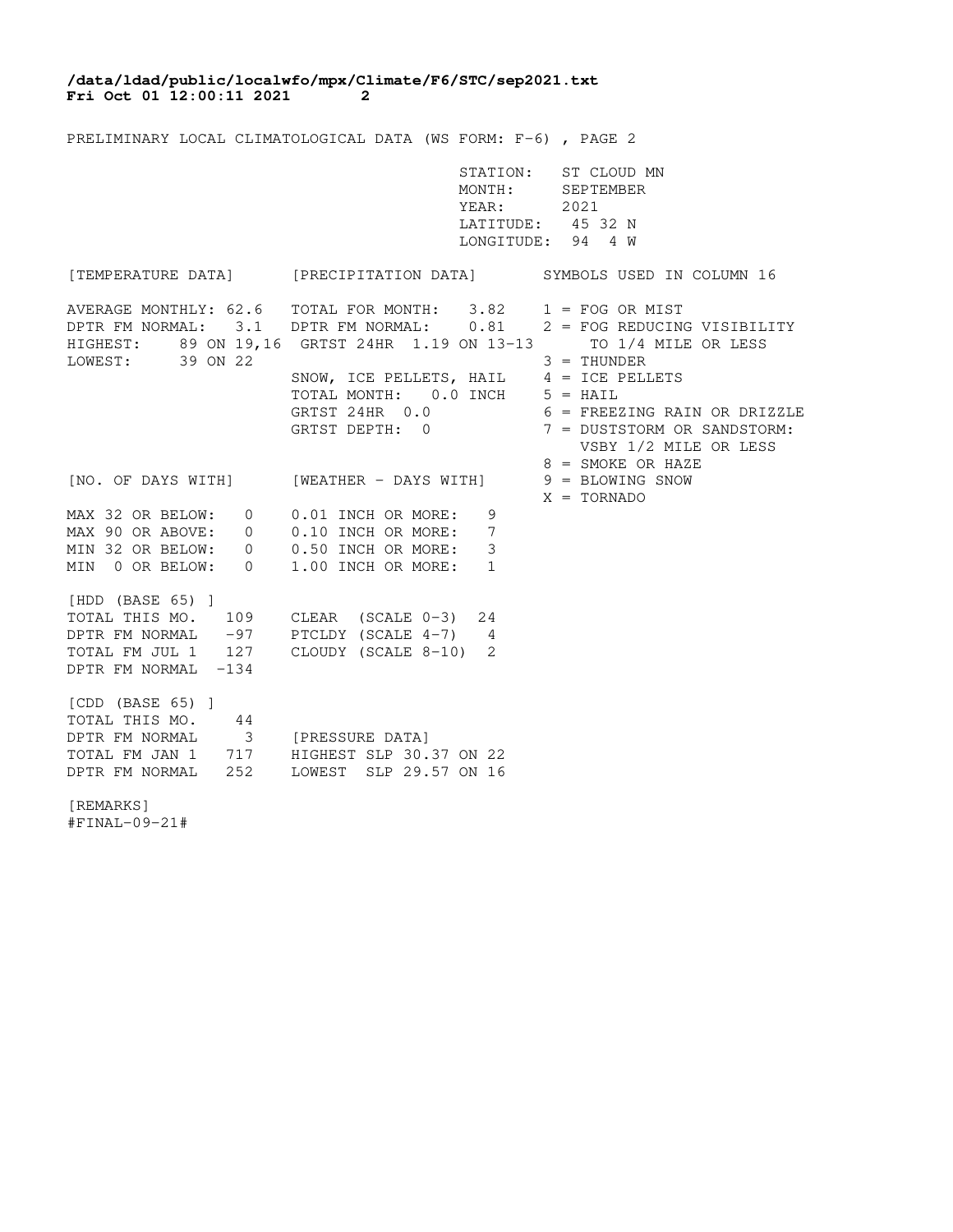**/data/ldad/public/localwfo/mpx/Climate/F6/STC/sep2021.txt**
**Fri Oct 01 12:00:11 2021 2**

PRELIMINARY LOCAL CLIMATOLOGICAL DATA (WS FORM: F-6) , PAGE 2

```
                                      STATION:   ST CLOUD MN
                                      MONTH:     SEPTEMBER
                                      YEAR:      2021
                                      LATITUDE:   45 32 N
                                      LONGITUDE:  94  4 W

[TEMPERATURE DATA]      [PRECIPITATION DATA]       SYMBOLS USED IN COLUMN 16

AVERAGE MONTHLY: 62.6   TOTAL FOR MONTH:   3.82    1 = FOG OR MIST
DPTR FM NORMAL:   3.1   DPTR FM NORMAL:    0.81    2 = FOG REDUCING VISIBILITY
HIGHEST:    89 ON 19,16  GRTST 24HR  1.19 ON 13-13     TO 1/4 MILE OR LESS
LOWEST:     39 ON 22                               3 = THUNDER
                        SNOW, ICE PELLETS, HAIL    4 = ICE PELLETS
                        TOTAL MONTH:   0.0 INCH    5 = HAIL
                        GRTST 24HR  0.0            6 = FREEZING RAIN OR DRIZZLE
                        GRTST DEPTH:  0            7 = DUSTSTORM OR SANDSTORM:
                                                      VSBY 1/2 MILE OR LESS
                                                   8 = SMOKE OR HAZE
[NO. OF DAYS WITH]      [WEATHER - DAYS WITH]      9 = BLOWING SNOW
                                                   X = TORNADO
MAX 32 OR BELOW:   0    0.01 INCH OR MORE:   9
MAX 90 OR ABOVE:   0    0.10 INCH OR MORE:   7
MIN 32 OR BELOW:   0    0.50 INCH OR MORE:   3
MIN  0 OR BELOW:   0    1.00 INCH OR MORE:   1

[HDD (BASE 65) ]
TOTAL THIS MO.   109    CLEAR  (SCALE 0-3)  24
DPTR FM NORMAL   -97    PTCLDY (SCALE 4-7)   4
TOTAL FM JUL 1   127    CLOUDY (SCALE 8-10)  2
DPTR FM NORMAL  -134

[CDD (BASE 65) ]
TOTAL THIS MO.    44
DPTR FM NORMAL     3    [PRESSURE DATA]
TOTAL FM JAN 1   717    HIGHEST SLP 30.37 ON 22
DPTR FM NORMAL   252    LOWEST  SLP 29.57 ON 16

[REMARKS]
#FINAL-09-21#
```